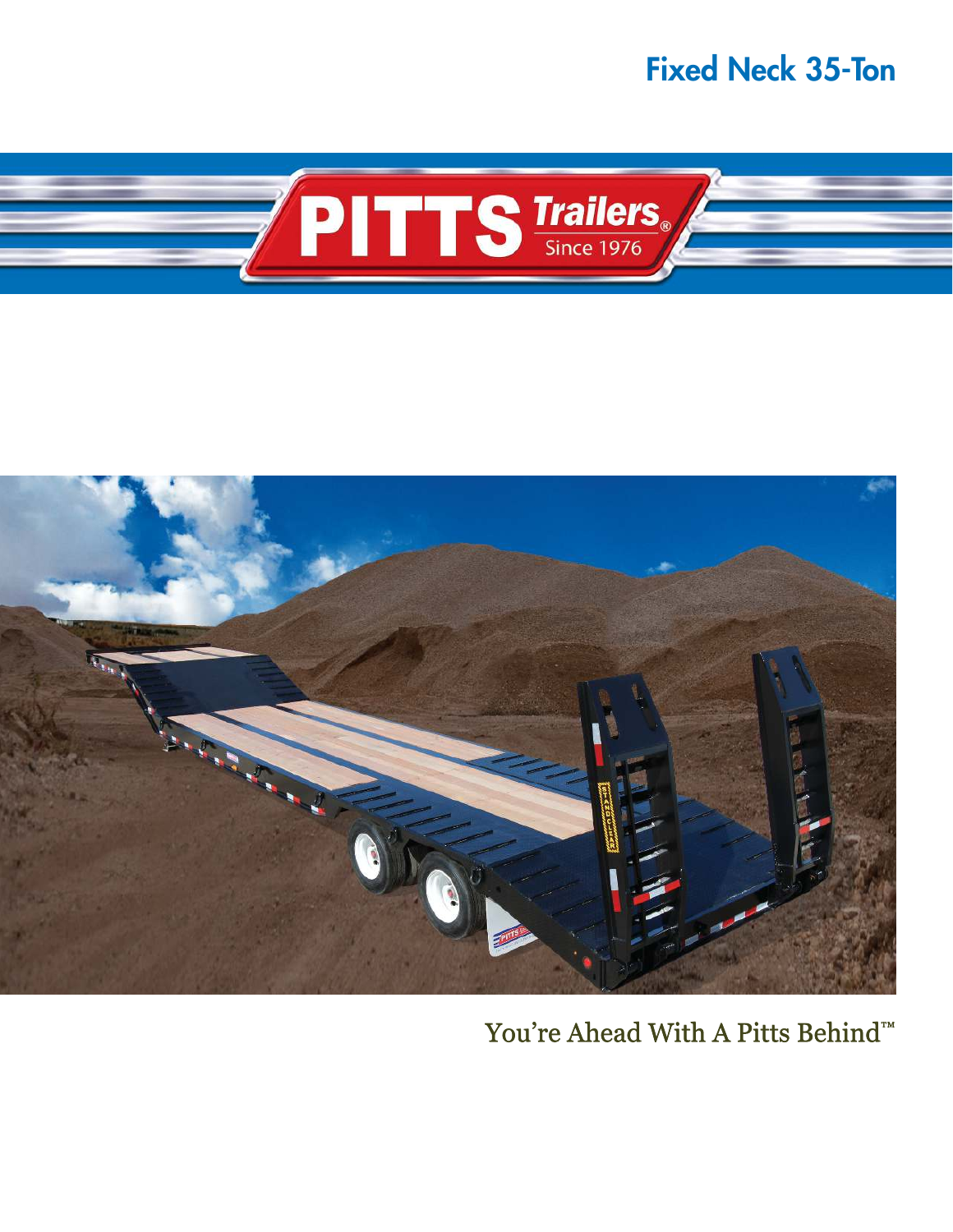# Fixed Neck 35-Ton

PITTS Trailers® Since 1976

You're Ahead With A Pitts Behind™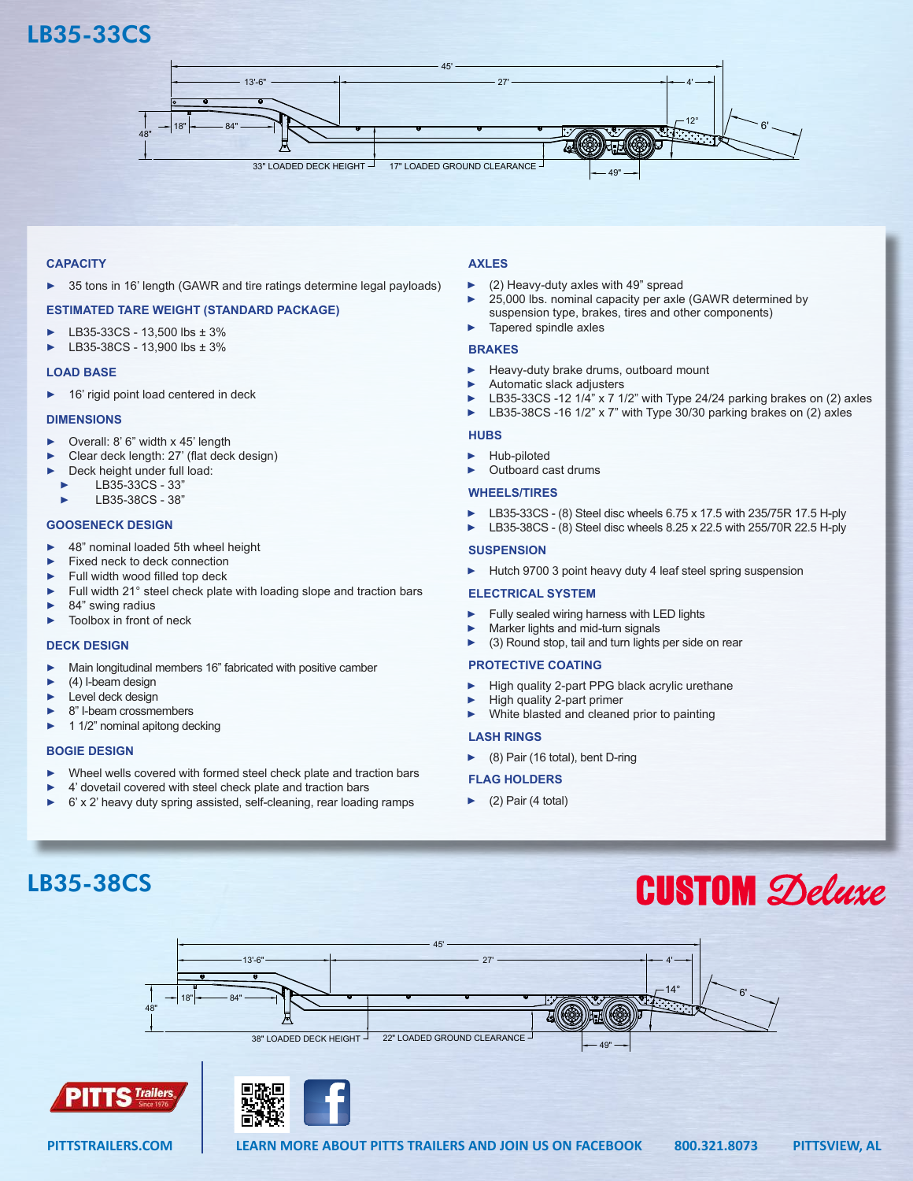## LB35-33CS

45'
13'-6"
27'
4'
12°
6'
48"
18"
84"
33" LOADED DECK HEIGHT
17" LOADED GROUND CLEARANCE
49"

### CAPACITY

- 35 tons in 16' length (GAWR and tire ratings determine legal payloads)

### ESTIMATED TARE WEIGHT (STANDARD PACKAGE)

- LB35-33CS - 13,500 lbs ± 3%
- LB35-38CS - 13,900 lbs ± 3%

### LOAD BASE

- 16' rigid point load centered in deck

### DIMENSIONS

- Overall: 8' 6" width x 45' length
- Clear deck length: 27' (flat deck design)
- Deck height under full load:
  - LB35-33CS - 33"
  - LB35-38CS - 38"

### GOOSENECK DESIGN

- 48" nominal loaded 5th wheel height
- Fixed neck to deck connection
- Full width wood filled top deck
- Full width 21° steel check plate with loading slope and traction bars
- 84" swing radius
- Toolbox in front of neck

### DECK DESIGN

- Main longitudinal members 16" fabricated with positive camber
- (4) I-beam design
- Level deck design
- 8" I-beam crossmembers
- 1 1/2" nominal apitong decking

### BOGIE DESIGN

- Wheel wells covered with formed steel check plate and traction bars
- 4' dovetail covered with steel check plate and traction bars
- 6' x 2' heavy duty spring assisted, self-cleaning, rear loading ramps

### AXLES

- (2) Heavy-duty axles with 49" spread
- 25,000 lbs. nominal capacity per axle (GAWR determined by suspension type, brakes, tires and other components)
- Tapered spindle axles

### BRAKES

- Heavy-duty brake drums, outboard mount
- Automatic slack adjusters
- LB35-33CS -12 1/4" x 7 1/2" with Type 24/24 parking brakes on (2) axles
- LB35-38CS -16 1/2" x 7" with Type 30/30 parking brakes on (2) axles

### HUBS

- Hub-piloted
- Outboard cast drums

### WHEELS/TIRES

- LB35-33CS - (8) Steel disc wheels 6.75 x 17.5 with 235/75R 17.5 H-ply
- LB35-38CS - (8) Steel disc wheels 8.25 x 22.5 with 255/70R 22.5 H-ply

### SUSPENSION

- Hutch 9700 3 point heavy duty 4 leaf steel spring suspension

### ELECTRICAL SYSTEM

- Fully sealed wiring harness with LED lights
- Marker lights and mid-turn signals
- (3) Round stop, tail and turn lights per side on rear

### PROTECTIVE COATING

- High quality 2-part PPG black acrylic urethane
- High quality 2-part primer
- White blasted and cleaned prior to painting

### LASH RINGS

- (8) Pair (16 total), bent D-ring

### FLAG HOLDERS

- (2) Pair (4 total)

## LB35-38CS

**CUSTOM *Deluxe***

45'
13'-6"
27'
4'
14°
6'
48"
18"
84"
38" LOADED DECK HEIGHT
22" LOADED GROUND CLEARANCE
49"

PITTS Trailers Since 1976

PITTSTRAILERS.COM | LEARN MORE ABOUT PITTS TRAILERS AND JOIN US ON FACEBOOK | 800.321.8073 | PITTSVIEW, AL